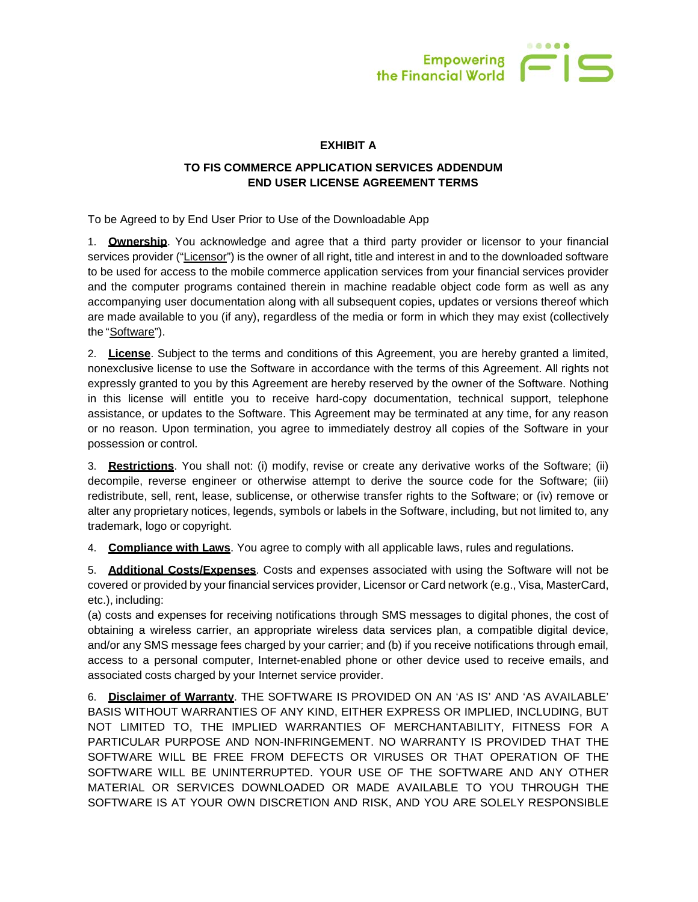**EXHIBIT A**

**TO FIS COMMERCE APPLICATION SERVICES ADDENDUM**
**END USER LICENSE AGREEMENT TERMS**

To be Agreed to by End User Prior to Use of the Downloadable App

1. **Ownership**. You acknowledge and agree that a third party provider or licensor to your financial services provider ("Licensor") is the owner of all right, title and interest in and to the downloaded software to be used for access to the mobile commerce application services from your financial services provider and the computer programs contained therein in machine readable object code form as well as any accompanying user documentation along with all subsequent copies, updates or versions thereof which are made available to you (if any), regardless of the media or form in which they may exist (collectively the "Software").

2. **License**. Subject to the terms and conditions of this Agreement, you are hereby granted a limited, nonexclusive license to use the Software in accordance with the terms of this Agreement. All rights not expressly granted to you by this Agreement are hereby reserved by the owner of the Software. Nothing in this license will entitle you to receive hard-copy documentation, technical support, telephone assistance, or updates to the Software. This Agreement may be terminated at any time, for any reason or no reason. Upon termination, you agree to immediately destroy all copies of the Software in your possession or control.

3. **Restrictions**. You shall not: (i) modify, revise or create any derivative works of the Software; (ii) decompile, reverse engineer or otherwise attempt to derive the source code for the Software; (iii) redistribute, sell, rent, lease, sublicense, or otherwise transfer rights to the Software; or (iv) remove or alter any proprietary notices, legends, symbols or labels in the Software, including, but not limited to, any trademark, logo or copyright.

4. **Compliance with Laws**. You agree to comply with all applicable laws, rules and regulations.

5. **Additional Costs/Expenses**. Costs and expenses associated with using the Software will not be covered or provided by your financial services provider, Licensor or Card network (e.g., Visa, MasterCard, etc.), including:
(a) costs and expenses for receiving notifications through SMS messages to digital phones, the cost of obtaining a wireless carrier, an appropriate wireless data services plan, a compatible digital device, and/or any SMS message fees charged by your carrier; and (b) if you receive notifications through email, access to a personal computer, Internet-enabled phone or other device used to receive emails, and associated costs charged by your Internet service provider.

6. **Disclaimer of Warranty**. THE SOFTWARE IS PROVIDED ON AN 'AS IS' AND 'AS AVAILABLE' BASIS WITHOUT WARRANTIES OF ANY KIND, EITHER EXPRESS OR IMPLIED, INCLUDING, BUT NOT LIMITED TO, THE IMPLIED WARRANTIES OF MERCHANTABILITY, FITNESS FOR A PARTICULAR PURPOSE AND NON-INFRINGEMENT. NO WARRANTY IS PROVIDED THAT THE SOFTWARE WILL BE FREE FROM DEFECTS OR VIRUSES OR THAT OPERATION OF THE SOFTWARE WILL BE UNINTERRUPTED. YOUR USE OF THE SOFTWARE AND ANY OTHER MATERIAL OR SERVICES DOWNLOADED OR MADE AVAILABLE TO YOU THROUGH THE SOFTWARE IS AT YOUR OWN DISCRETION AND RISK, AND YOU ARE SOLELY RESPONSIBLE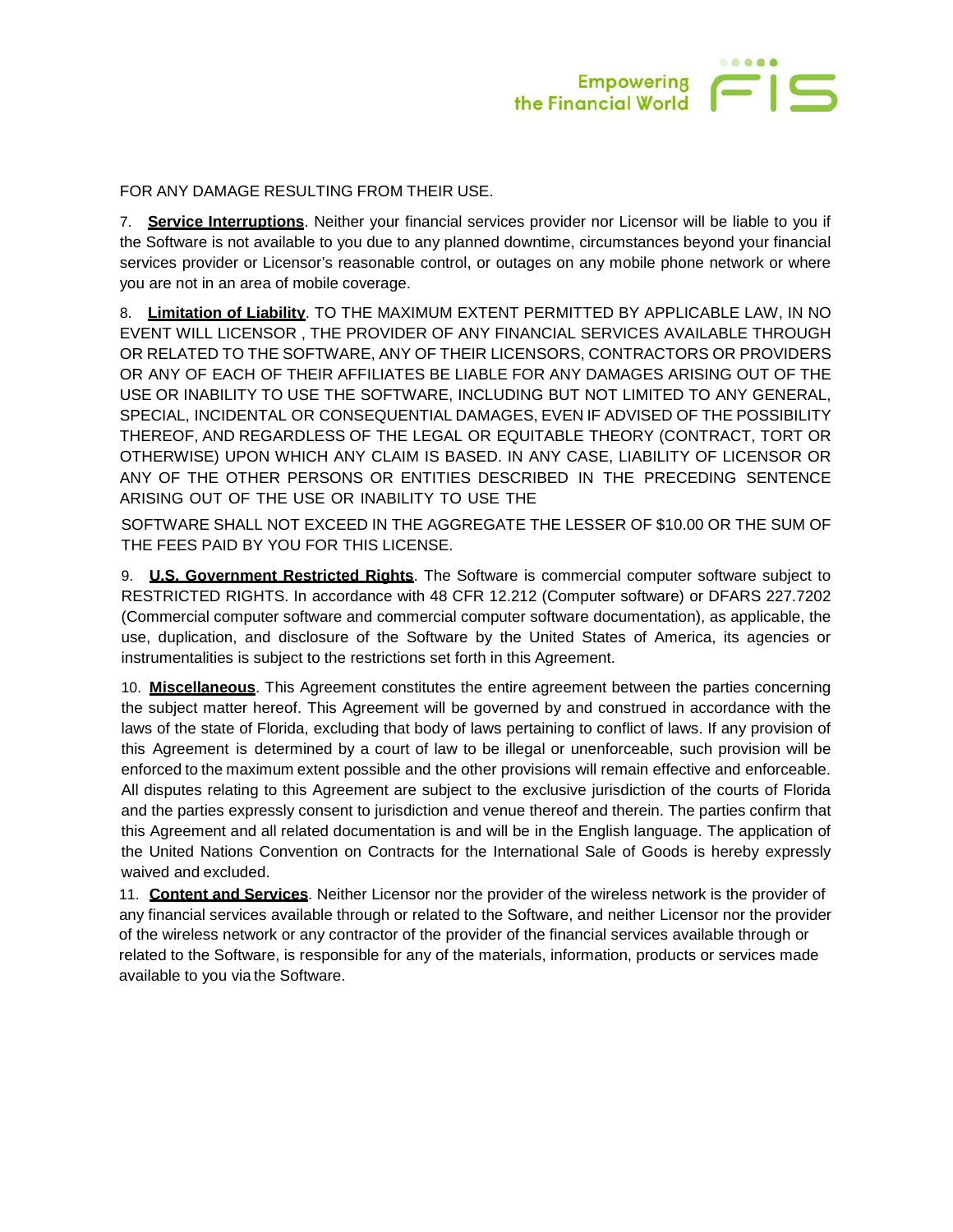FOR ANY DAMAGE RESULTING FROM THEIR USE.

7. **Service Interruptions**. Neither your financial services provider nor Licensor will be liable to you if the Software is not available to you due to any planned downtime, circumstances beyond your financial services provider or Licensor's reasonable control, or outages on any mobile phone network or where you are not in an area of mobile coverage.

8. **Limitation of Liability**. TO THE MAXIMUM EXTENT PERMITTED BY APPLICABLE LAW, IN NO EVENT WILL LICENSOR , THE PROVIDER OF ANY FINANCIAL SERVICES AVAILABLE THROUGH OR RELATED TO THE SOFTWARE, ANY OF THEIR LICENSORS, CONTRACTORS OR PROVIDERS OR ANY OF EACH OF THEIR AFFILIATES BE LIABLE FOR ANY DAMAGES ARISING OUT OF THE USE OR INABILITY TO USE THE SOFTWARE, INCLUDING BUT NOT LIMITED TO ANY GENERAL, SPECIAL, INCIDENTAL OR CONSEQUENTIAL DAMAGES, EVEN IF ADVISED OF THE POSSIBILITY THEREOF, AND REGARDLESS OF THE LEGAL OR EQUITABLE THEORY (CONTRACT, TORT OR OTHERWISE) UPON WHICH ANY CLAIM IS BASED. IN ANY CASE, LIABILITY OF LICENSOR OR ANY OF THE OTHER PERSONS OR ENTITIES DESCRIBED IN THE PRECEDING SENTENCE ARISING OUT OF THE USE OR INABILITY TO USE THE SOFTWARE SHALL NOT EXCEED IN THE AGGREGATE THE LESSER OF $10.00 OR THE SUM OF THE FEES PAID BY YOU FOR THIS LICENSE.

9. **U.S. Government Restricted Rights**. The Software is commercial computer software subject to RESTRICTED RIGHTS. In accordance with 48 CFR 12.212 (Computer software) or DFARS 227.7202 (Commercial computer software and commercial computer software documentation), as applicable, the use, duplication, and disclosure of the Software by the United States of America, its agencies or instrumentalities is subject to the restrictions set forth in this Agreement.

10. **Miscellaneous**. This Agreement constitutes the entire agreement between the parties concerning the subject matter hereof. This Agreement will be governed by and construed in accordance with the laws of the state of Florida, excluding that body of laws pertaining to conflict of laws. If any provision of this Agreement is determined by a court of law to be illegal or unenforceable, such provision will be enforced to the maximum extent possible and the other provisions will remain effective and enforceable. All disputes relating to this Agreement are subject to the exclusive jurisdiction of the courts of Florida and the parties expressly consent to jurisdiction and venue thereof and therein. The parties confirm that this Agreement and all related documentation is and will be in the English language. The application of the United Nations Convention on Contracts for the International Sale of Goods is hereby expressly waived and excluded.

11. **Content and Services**. Neither Licensor nor the provider of the wireless network is the provider of any financial services available through or related to the Software, and neither Licensor nor the provider of the wireless network or any contractor of the provider of the financial services available through or related to the Software, is responsible for any of the materials, information, products or services made available to you via the Software.